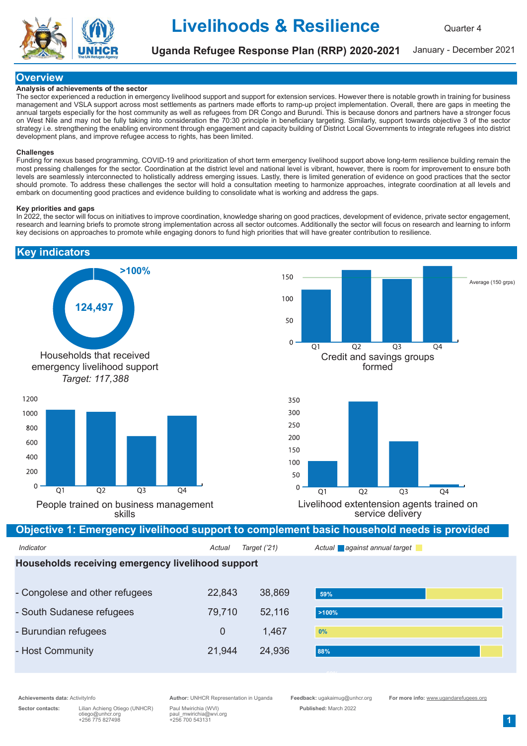# Livelihoods & Resilience

## Uganda Refugee Response Plan (RRP) 2020-2021

Quarter 4

January - December 2021

## Overview

**Analysis of achievements of the sector**

The sector experienced a reduction in emergency livelihood support and support for extension services. However there is notable growth in training for business management and VSLA support across most settlements as partners made efforts to ramp-up project implementation. Overall, there are gaps in meeting the annual targets especially for the host community as well as refugees from DR Congo and Burundi. This is because donors and partners have a stronger focus on West Nile and may not be fully taking into consideration the 70:30 principle in beneficiary targeting. Similarly, support towards objective 3 of the sector strategy i.e. strengthening the enabling environment through engagement and capacity building of District Local Governments to integrate refugees into district development plans, and improve refugee access to rights, has been limited.

**Challenges**

Funding for nexus based programming, COVID-19 and prioritization of short term emergency livelihood support above long-term resilience building remain the most pressing challenges for the sector. Coordination at the district level and national level is vibrant, however, there is room for improvement to ensure both levels are seamlessly interconnected to holistically address emerging issues. Lastly, there is limited generation of evidence on good practices that the sector should promote. To address these challenges the sector will hold a consultation meeting to harmonize approaches, integrate coordination at all levels and embark on documenting good practices and evidence building to consolidate what is working and address the gaps.

**Key priorities and gaps**

In 2022, the sector will focus on initiatives to improve coordination, knowledge sharing on good practices, development of evidence, private sector engagement, research and learning briefs to promote strong implementation across all sector outcomes. Additionally the sector will focus on research and learning to inform key decisions on approaches to promote while engaging donors to fund high priorities that will have greater contribution to resilience.

## Key indicators

**124,497** (>100%)

Households that received emergency livelihood support

*Target: 117,388*

Credit and savings groups formed (Average (150 grps))

People trained on business management skills

Livelihood extentension agents trained on service delivery

## Objective 1: Emergency livelihood support to complement basic household needs is provided

| *Indicator* | *Actual* | *Target ('21)* | *Actual against annual target* |
|---|---|---|---|
| **Households receiving emergency livelihood support** | | | |
| - Congolese and other refugees | 22,843 | 38,869 | 59% |
| - South Sudanese refugees | 79,710 | 52,116 | >100% |
| - Burundian refugees | 0 | 1,467 | 0% |
| - Host Community | 21,944 | 24,936 | 88% |

**Achievements data:** ActivityInfo

**Author:** UNHCR Representation in Uganda

**Feedback:** ugakaimug@unhcr.org

**For more info:** www.ugandarefugees.org

**Sector contacts:** Lilian Achieng Otiego (UNHCR) otiego@unhcr.org +256 775 827498; Paul Mwirichia (WVI) paul_mwirichia@wvi.org +256 700 543131

**Published:** March 2022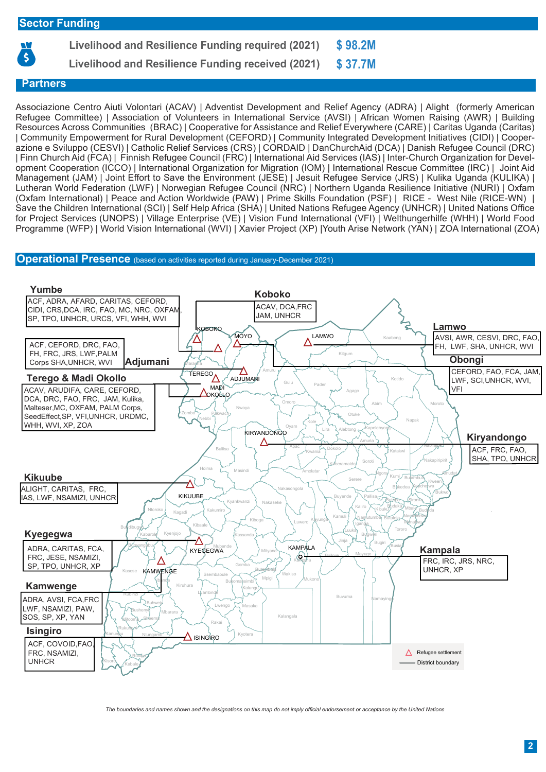## Sector Funding

Livelihood and Resilience Funding required (2021) **$ 98.2M**

Livelihood and Resilience Funding received (2021) **$ 37.7M**

## Partners

Associazione Centro Aiuti Volontari (ACAV) | Adventist Development and Relief Agency (ADRA) | Alight (formerly American Refugee Committee) | Association of Volunteers in International Service (AVSI) | African Women Raising (AWR) | Building Resources Across Communities (BRAC) | Cooperative for Assistance and Relief Everywhere (CARE) | Caritas Uganda (Caritas) | Community Empowerment for Rural Development (CEFORD) | Community Integrated Development Initiatives (CIDI) | Cooperazione e Sviluppo (CESVI) | Catholic Relief Services (CRS) | CORDAID | DanChurchAid (DCA) | Danish Refugee Council (DRC) | Finn Church Aid (FCA) | Finnish Refugee Council (FRC) | International Aid Services (IAS) | Inter-Church Organization for Development Cooperation (ICCO) | International Organization for Migration (IOM) | International Rescue Committee (IRC) | Joint Aid Management (JAM) | Joint Effort to Save the Environment (JESE) | Jesuit Refugee Service (JRS) | Kulika Uganda (KULIKA) | Lutheran World Federation (LWF) | Norwegian Refugee Council (NRC) | Northern Uganda Resilience Initiative (NURI) | Oxfam (Oxfam International) | Peace and Action Worldwide (PAW) | Prime Skills Foundation (PSF) | RICE - West Nile (RICE-WN) | Save the Children International (SCI) | Self Help Africa (SHA) | United Nations Refugee Agency (UNHCR) | United Nations Office for Project Services (UNOPS) | Village Enterprise (VE) | Vision Fund International (VFI) | Welthungerhilfe (WHH) | World Food Programme (WFP) | World Vision International (WVI) | Xavier Project (XP) |Youth Arise Network (YAN) | ZOA International (ZOA)

## Operational Presence (based on activities reported during January-December 2021)

**Yumbe**
ACF, ADRA, AFARD, CARITAS, CEFORD, CIDI, CRS,DCA, IRC, FAO, MC, NRC, OXFAM, SP, TPO, UNHCR, URCS, VFI, WHH, WVI

**Koboko**
ACAV, DCA,FRC JAM, UNHCR

**Lamwo**
AVSI, AWR, CESVI, DRC, FAO, FH, LWF, SHA, UNHCR, WVI

**Adjumani**
ACF, CEFORD, DRC, FAO, FH, FRC, JRS, LWF,PALM Corps SHA,UNHCR, WVI

**Obongi**
CEFORD, FAO, FCA, JAM, LWF, SCI,UNHCR, WVI, VFI

**Terego & Madi Okollo**
ACAV, ARUDIFA, CARE, CEFORD, DCA, DRC, FAO, FRC, JAM, Kulika, Malteser,MC, OXFAM, PALM Corps, SeedEffect,SP, VFI,UNHCR, URDMC, WHH, WVI, XP, ZOA

**Kiryandongo**
ACF, FRC, FAO, SHA, TPO, UNHCR

**Kikuube**
ALIGHT, CARITAS, FRC, IAS, LWF, NSAMIZI, UNHCR

**Kyegegwa**
ADRA, CARITAS, FCA, FRC, JESE, NSAMIZI, SP, TPO, UNHCR, XP

**Kampala**
FRC, IRC, JRS, NRC, UNHCR, XP

**Kamwenge**
ADRA, AVSI, FCA,FRC LWF, NSAMIZI, PAW, SOS, SP, XP, YAN

**Isingiro**
ACF, COVOID,FAO, FRC, NSAMIZI, UNHCR

Refugee settlement
District boundary

*The boundaries and names shown and the designations on this map do not imply official endorsement or acceptance by the United Nations*